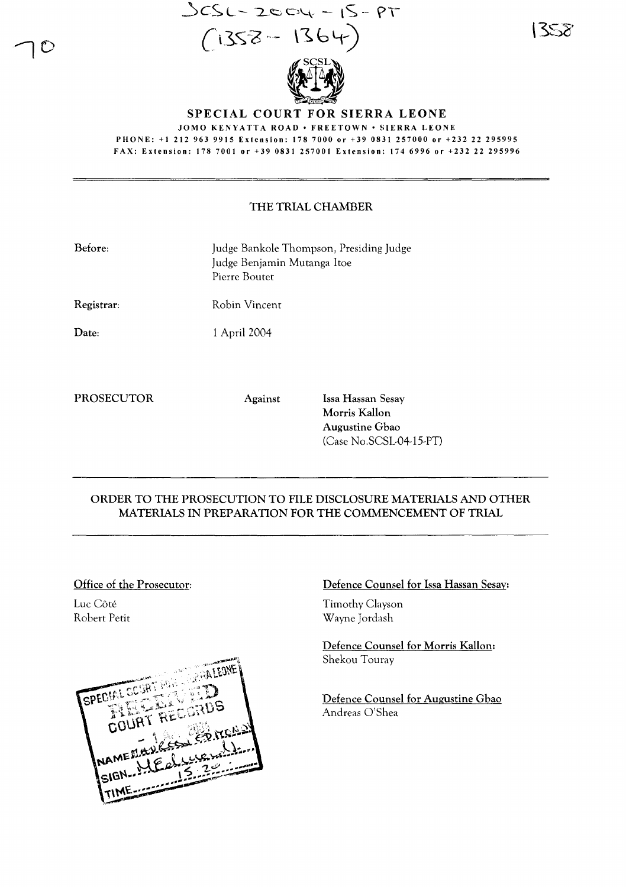SCSL-2004-15-PT
(1358-1364)

1358

70

# SPECIAL COURT FOR SIERRA LEONE

JOMO KENYATTA ROAD • FREETOWN • SIERRA LEONE

PHONE: +1 212 963 9915 Extension: 178 7000 or +39 0831 257000 or +232 22 295995

FAX: Extension: 178 7001 or +39 0831 257001 Extension: 174 6996 or +232 22 295996

## THE TRIAL CHAMBER

**Before:** Judge Bankole Thompson, Presiding Judge
Judge Benjamin Mutanga Itoe
Pierre Boutet

**Registrar:** Robin Vincent

**Date:** 1 April 2004

**PROSECUTOR** **Against** **Issa Hassan Sesay**
**Morris Kallon**
**Augustine Gbao**
(Case No.SCSL-04-15-PT)

## ORDER TO THE PROSECUTION TO FILE DISCLOSURE MATERIALS AND OTHER MATERIALS IN PREPARATION FOR THE COMMENCEMENT OF TRIAL

Office of the Prosecutor:

Luc Côté
Robert Petit

Defence Counsel for Issa Hassan Sesay:

Timothy Clayson
Wayne Jordash

Defence Counsel for Morris Kallon:
Shekou Touray

Defence Counsel for Augustine Gbao
Andreas O'Shea

SPECIAL COURT FOR SIERRA LEONE
RECEIVED
COURT RECORDS
- 1 APR 2004
NAME MAUREEN EDMONDS
SIGN [signature]
TIME 15:20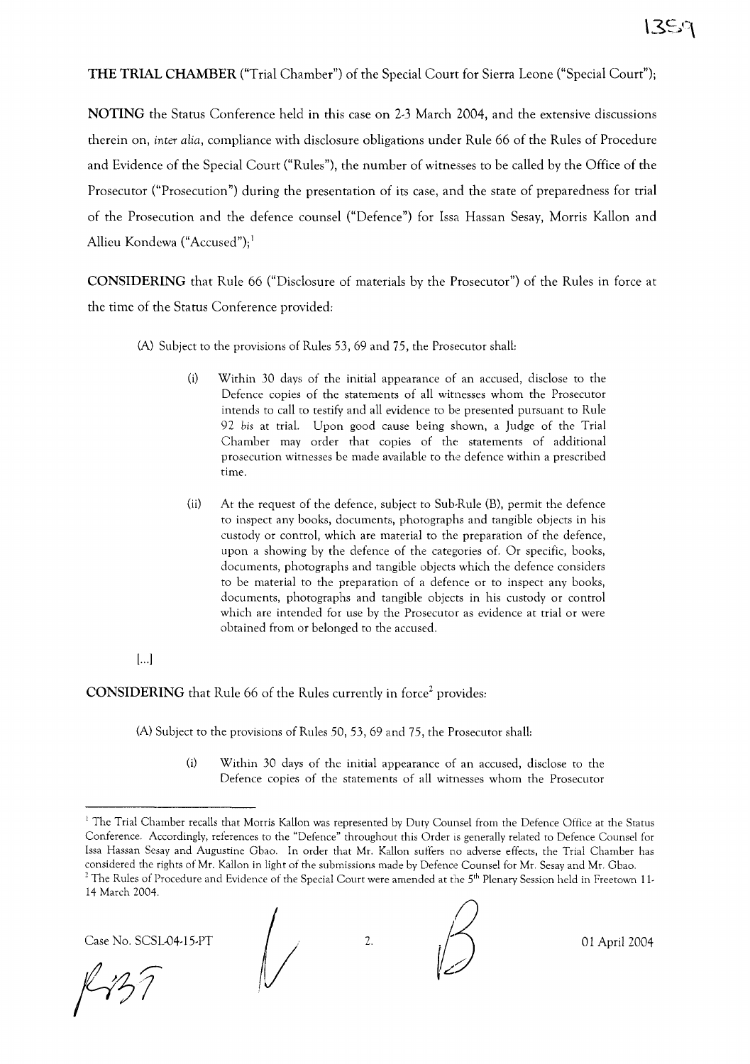**THE TRIAL CHAMBER** ("Trial Chamber") of the Special Court for Sierra Leone ("Special Court");

**NOTING** the Status Conference held in this case on 2-3 March 2004, and the extensive discussions therein on, *inter alia*, compliance with disclosure obligations under Rule 66 of the Rules of Procedure and Evidence of the Special Court ("Rules"), the number of witnesses to be called by the Office of the Prosecutor ("Prosecution") during the presentation of its case, and the state of preparedness for trial of the Prosecution and the defence counsel ("Defence") for Issa Hassan Sesay, Morris Kallon and Allieu Kondewa ("Accused");[1]

**CONSIDERING** that Rule 66 ("Disclosure of materials by the Prosecutor") of the Rules in force at the time of the Status Conference provided:

> (A) Subject to the provisions of Rules 53, 69 and 75, the Prosecutor shall:
>
> (i) Within 30 days of the initial appearance of an accused, disclose to the Defence copies of the statements of all witnesses whom the Prosecutor intends to call to testify and all evidence to be presented pursuant to Rule 92 *bis* at trial. Upon good cause being shown, a Judge of the Trial Chamber may order that copies of the statements of additional prosecution witnesses be made available to the defence within a prescribed time.
>
> (ii) At the request of the defence, subject to Sub-Rule (B), permit the defence to inspect any books, documents, photographs and tangible objects in his custody or control, which are material to the preparation of the defence, upon a showing by the defence of the categories of. Or specific, books, documents, photographs and tangible objects which the defence considers to be material to the preparation of a defence or to inspect any books, documents, photographs and tangible objects in his custody or control which are intended for use by the Prosecutor as evidence at trial or were obtained from or belonged to the accused.
>
> [...]

**CONSIDERING** that Rule 66 of the Rules currently in force[2] provides:

> (A) Subject to the provisions of Rules 50, 53, 69 and 75, the Prosecutor shall:
>
> (i) Within 30 days of the initial appearance of an accused, disclose to the Defence copies of the statements of all witnesses whom the Prosecutor

---

[1] The Trial Chamber recalls that Morris Kallon was represented by Duty Counsel from the Defence Office at the Status Conference. Accordingly, references to the "Defence" throughout this Order is generally related to Defence Counsel for Issa Hassan Sesay and Augustine Gbao. In order that Mr. Kallon suffers no adverse effects, the Trial Chamber has considered the rights of Mr. Kallon in light of the submissions made by Defence Counsel for Mr. Sesay and Mr. Gbao.

[2] The Rules of Procedure and Evidence of the Special Court were amended at the 5th Plenary Session held in Freetown 11-14 March 2004.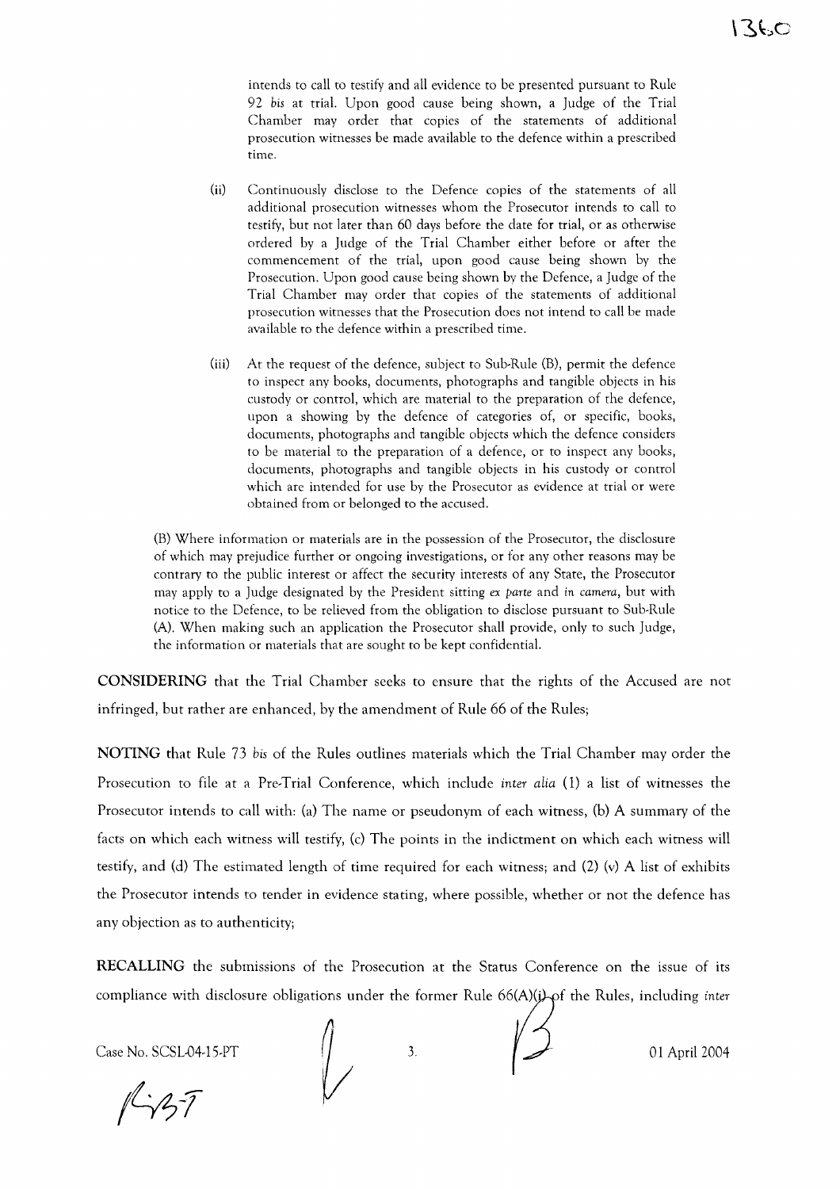intends to call to testify and all evidence to be presented pursuant to Rule 92 *bis* at trial. Upon good cause being shown, a Judge of the Trial Chamber may order that copies of the statements of additional prosecution witnesses be made available to the defence within a prescribed time.

(ii) Continuously disclose to the Defence copies of the statements of all additional prosecution witnesses whom the Prosecutor intends to call to testify, but not later than 60 days before the date for trial, or as otherwise ordered by a Judge of the Trial Chamber either before or after the commencement of the trial, upon good cause being shown by the Prosecution. Upon good cause being shown by the Defence, a Judge of the Trial Chamber may order that copies of the statements of additional prosecution witnesses that the Prosecution does not intend to call be made available to the defence within a prescribed time.

(iii) At the request of the defence, subject to Sub-Rule (B), permit the defence to inspect any books, documents, photographs and tangible objects in his custody or control, which are material to the preparation of the defence, upon a showing by the defence of categories of, or specific, books, documents, photographs and tangible objects which the defence considers to be material to the preparation of a defence, or to inspect any books, documents, photographs and tangible objects in his custody or control which are intended for use by the Prosecutor as evidence at trial or were obtained from or belonged to the accused.

(B) Where information or materials are in the possession of the Prosecutor, the disclosure of which may prejudice further or ongoing investigations, or for any other reasons may be contrary to the public interest or affect the security interests of any State, the Prosecutor may apply to a Judge designated by the President sitting *ex parte* and *in camera*, but with notice to the Defence, to be relieved from the obligation to disclose pursuant to Sub-Rule (A). When making such an application the Prosecutor shall provide, only to such Judge, the information or materials that are sought to be kept confidential.

**CONSIDERING** that the Trial Chamber seeks to ensure that the rights of the Accused are not infringed, but rather are enhanced, by the amendment of Rule 66 of the Rules;

**NOTING** that Rule 73 *bis* of the Rules outlines materials which the Trial Chamber may order the Prosecution to file at a Pre-Trial Conference, which include *inter alia* (1) a list of witnesses the Prosecutor intends to call with: (a) The name or pseudonym of each witness, (b) A summary of the facts on which each witness will testify, (c) The points in the indictment on which each witness will testify, and (d) The estimated length of time required for each witness; and (2) (v) A list of exhibits the Prosecutor intends to tender in evidence stating, where possible, whether or not the defence has any objection as to authenticity;

**RECALLING** the submissions of the Prosecution at the Status Conference on the issue of its compliance with disclosure obligations under the former Rule 66(A)(i) of the Rules, including *inter*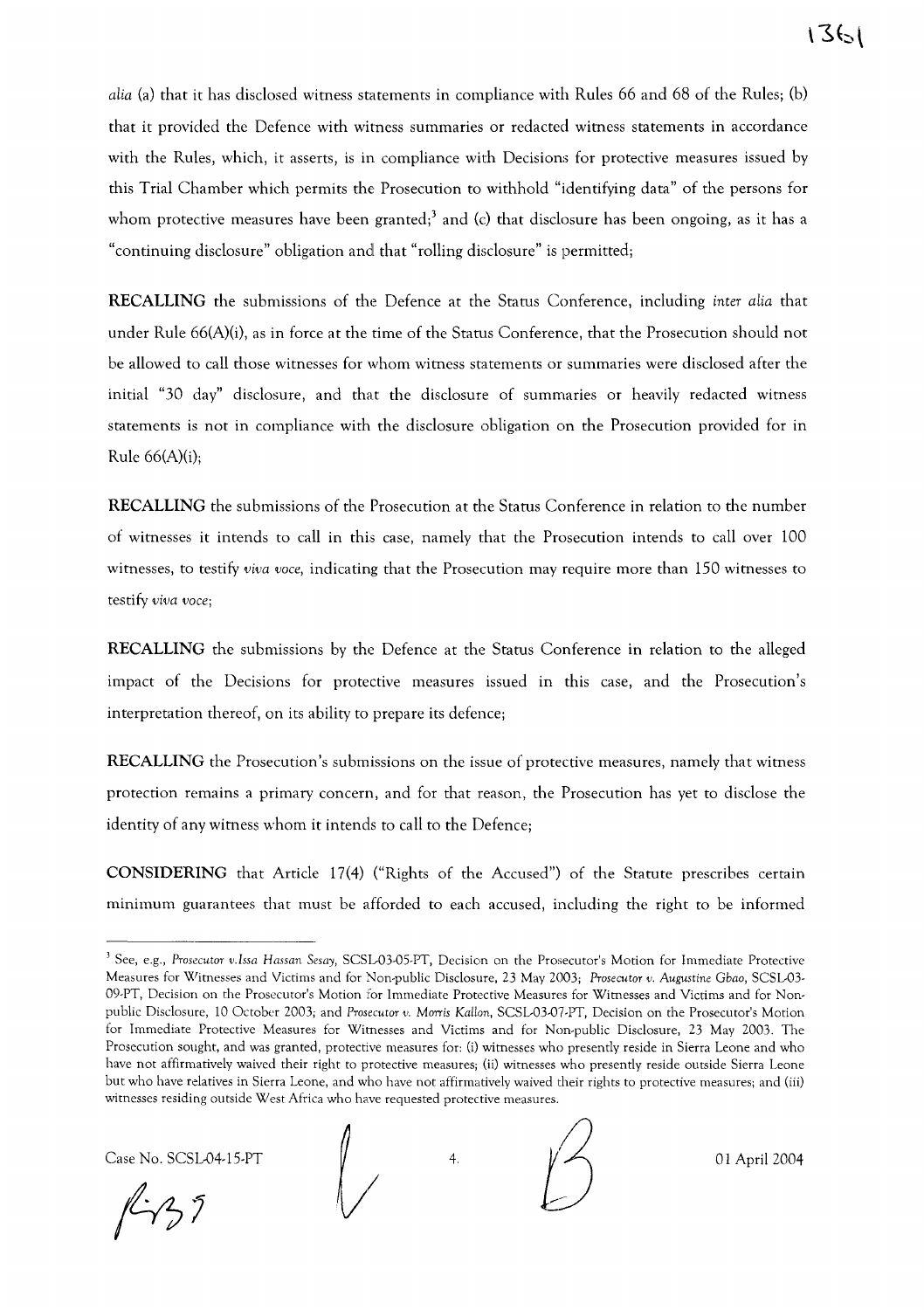*alia* (a) that it has disclosed witness statements in compliance with Rules 66 and 68 of the Rules; (b) that it provided the Defence with witness summaries or redacted witness statements in accordance with the Rules, which, it asserts, is in compliance with Decisions for protective measures issued by this Trial Chamber which permits the Prosecution to withhold "identifying data" of the persons for whom protective measures have been granted;[3] and (c) that disclosure has been ongoing, as it has a "continuing disclosure" obligation and that "rolling disclosure" is permitted;

**RECALLING** the submissions of the Defence at the Status Conference, including *inter alia* that under Rule 66(A)(i), as in force at the time of the Status Conference, that the Prosecution should not be allowed to call those witnesses for whom witness statements or summaries were disclosed after the initial "30 day" disclosure, and that the disclosure of summaries or heavily redacted witness statements is not in compliance with the disclosure obligation on the Prosecution provided for in Rule 66(A)(i);

**RECALLING** the submissions of the Prosecution at the Status Conference in relation to the number of witnesses it intends to call in this case, namely that the Prosecution intends to call over 100 witnesses, to testify *viva voce*, indicating that the Prosecution may require more than 150 witnesses to testify *viva voce*;

**RECALLING** the submissions by the Defence at the Status Conference in relation to the alleged impact of the Decisions for protective measures issued in this case, and the Prosecution's interpretation thereof, on its ability to prepare its defence;

**RECALLING** the Prosecution's submissions on the issue of protective measures, namely that witness protection remains a primary concern, and for that reason, the Prosecution has yet to disclose the identity of any witness whom it intends to call to the Defence;

**CONSIDERING** that Article 17(4) ("Rights of the Accused") of the Statute prescribes certain minimum guarantees that must be afforded to each accused, including the right to be informed

---

[3] See, e.g., *Prosecutor v.Issa Hassan Sesay*, SCSL-03-05-PT, Decision on the Prosecutor's Motion for Immediate Protective Measures for Witnesses and Victims and for Non-public Disclosure, 23 May 2003; *Prosecutor v. Augustine Gbao*, SCSL-03-09-PT, Decision on the Prosecutor's Motion for Immediate Protective Measures for Witnesses and Victims and for Non-public Disclosure, 10 October 2003; and *Prosecutor v. Morris Kallon*, SCSL-03-07-PT, Decision on the Prosecutor's Motion for Immediate Protective Measures for Witnesses and Victims and for Non-public Disclosure, 23 May 2003. The Prosecution sought, and was granted, protective measures for: (i) witnesses who presently reside in Sierra Leone and who have not affirmatively waived their right to protective measures; (ii) witnesses who presently reside outside Sierra Leone but who have relatives in Sierra Leone, and who have not affirmatively waived their rights to protective measures; and (iii) witnesses residing outside West Africa who have requested protective measures.

Case No. SCSL-04-15-PT 01 April 2004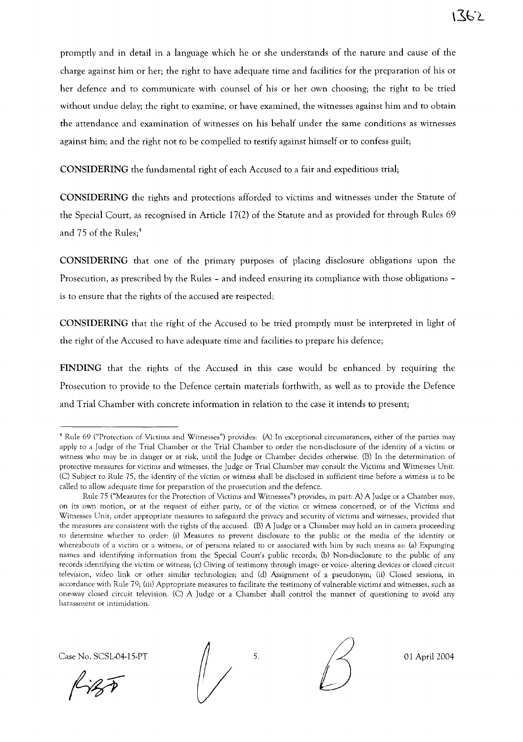promptly and in detail in a language which he or she understands of the nature and cause of the charge against him or her; the right to have adequate time and facilities for the preparation of his or her defence and to communicate with counsel of his or her own choosing; the right to be tried without undue delay; the right to examine, or have examined, the witnesses against him and to obtain the attendance and examination of witnesses on his behalf under the same conditions as witnesses against him; and the right not to be compelled to testify against himself or to confess guilt;

**CONSIDERING** the fundamental right of each Accused to a fair and expeditious trial;

**CONSIDERING** the rights and protections afforded to victims and witnesses under the Statute of the Special Court, as recognised in Article 17(2) of the Statute and as provided for through Rules 69 and 75 of the Rules;[4]

**CONSIDERING** that one of the primary purposes of placing disclosure obligations upon the Prosecution, as prescribed by the Rules – and indeed ensuring its compliance with those obligations – is to ensure that the rights of the accused are respected;

**CONSIDERING** that the right of the Accused to be tried promptly must be interpreted in light of the right of the Accused to have adequate time and facilities to prepare his defence;

**FINDING** that the rights of the Accused in this case would be enhanced by requiring the Prosecution to provide to the Defence certain materials forthwith, as well as to provide the Defence and Trial Chamber with concrete information in relation to the case it intends to present;

---

[4] Rule 69 ("Protection of Victims and Witnesses") provides: (A) In exceptional circumstances, either of the parties may apply to a Judge of the Trial Chamber or the Trial Chamber to order the non-disclosure of the identity of a victim or witness who may be in danger or at risk, until the Judge or Chamber decides otherwise. (B) In the determination of protective measures for victims and witnesses, the Judge or Trial Chamber may consult the Victims and Witnesses Unit. (C) Subject to Rule 75, the identity of the victim or witness shall be disclosed in sufficient time before a witness is to be called to allow adequate time for preparation of the prosecution and the defence.

Rule 75 ("Measures for the Protection of Victims and Witnesses") provides, in part: A) A Judge or a Chamber may, on its own motion, or at the request of either party, or of the victim or witness concerned, or of the Victims and Witnesses Unit, order appropriate measures to safeguard the privacy and security of victims and witnesses, provided that the measures are consistent with the rights of the accused. (B) A Judge or a Chamber may hold an in camera proceeding to determine whether to order: (i) Measures to prevent disclosure to the public or the media of the identity or whereabouts of a victim or a witness, or of persons related to or associated with him by such means as: (a) Expunging names and identifying information from the Special Court's public records; (b) Non-disclosure to the public of any records identifying the victim or witness; (c) Giving of testimony through image- or voice- altering devices or closed circuit television, video link or other similar technologies; and (d) Assignment of a pseudonym; (ii) Closed sessions, in accordance with Rule 79; (iii) Appropriate measures to facilitate the testimony of vulnerable victims and witnesses, such as one-way closed circuit television. (C) A Judge or a Chamber shall control the manner of questioning to avoid any harassment or intimidation.

Case No. SCSL-04-15-PT

01 April 2004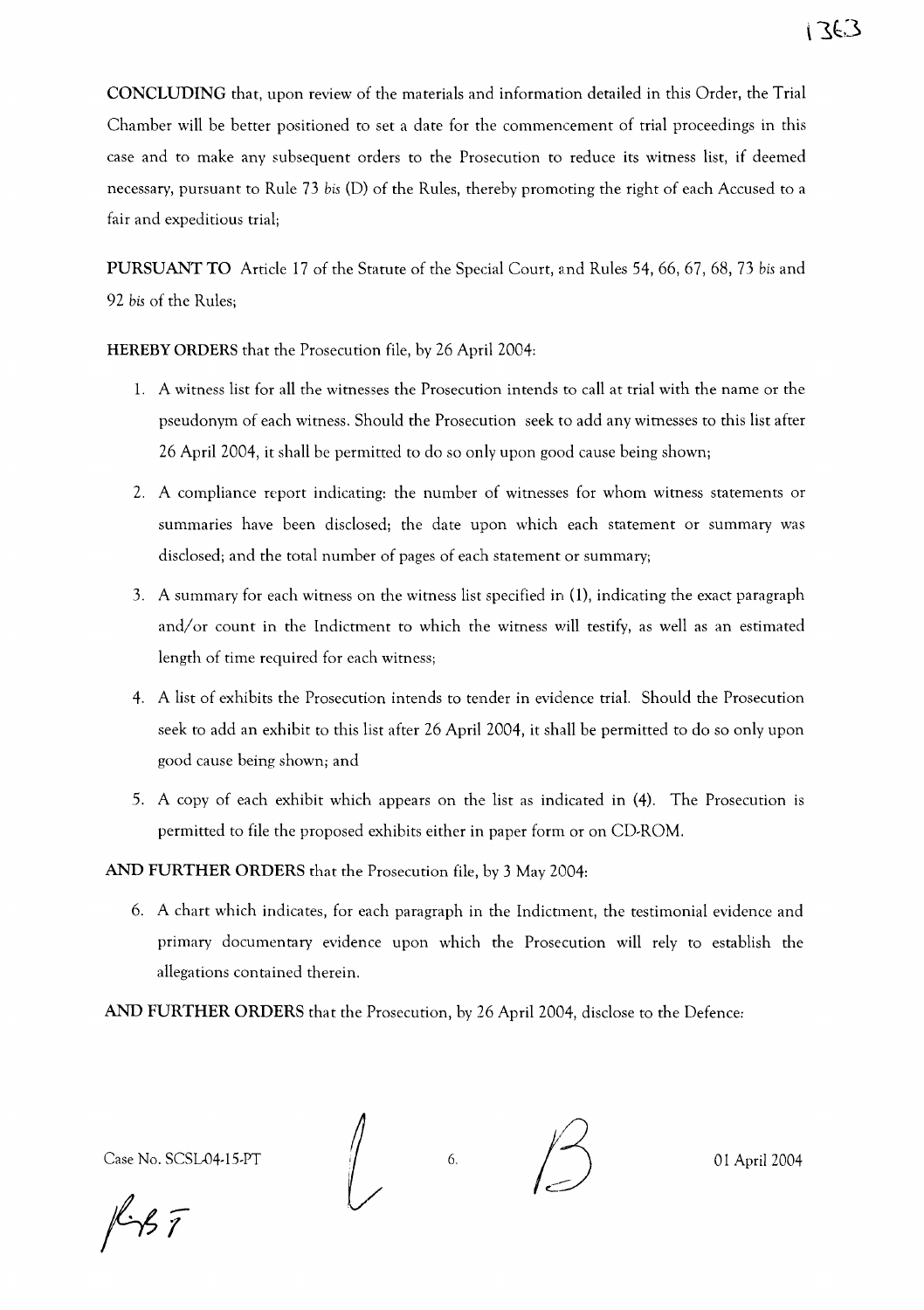**CONCLUDING** that, upon review of the materials and information detailed in this Order, the Trial Chamber will be better positioned to set a date for the commencement of trial proceedings in this case and to make any subsequent orders to the Prosecution to reduce its witness list, if deemed necessary, pursuant to Rule 73 *bis* (D) of the Rules, thereby promoting the right of each Accused to a fair and expeditious trial;

**PURSUANT TO** Article 17 of the Statute of the Special Court, and Rules 54, 66, 67, 68, 73 *bis* and 92 *bis* of the Rules;

**HEREBY ORDERS** that the Prosecution file, by 26 April 2004:

1. A witness list for all the witnesses the Prosecution intends to call at trial with the name or the pseudonym of each witness. Should the Prosecution seek to add any witnesses to this list after 26 April 2004, it shall be permitted to do so only upon good cause being shown;
2. A compliance report indicating: the number of witnesses for whom witness statements or summaries have been disclosed; the date upon which each statement or summary was disclosed; and the total number of pages of each statement or summary;
3. A summary for each witness on the witness list specified in (1), indicating the exact paragraph and/or count in the Indictment to which the witness will testify, as well as an estimated length of time required for each witness;
4. A list of exhibits the Prosecution intends to tender in evidence trial. Should the Prosecution seek to add an exhibit to this list after 26 April 2004, it shall be permitted to do so only upon good cause being shown; and
5. A copy of each exhibit which appears on the list as indicated in (4). The Prosecution is permitted to file the proposed exhibits either in paper form or on CD-ROM.

**AND FURTHER ORDERS** that the Prosecution file, by 3 May 2004:

6. A chart which indicates, for each paragraph in the Indictment, the testimonial evidence and primary documentary evidence upon which the Prosecution will rely to establish the allegations contained therein.

**AND FURTHER ORDERS** that the Prosecution, by 26 April 2004, disclose to the Defence:

Case No. SCSL-04-15-PT 01 April 2004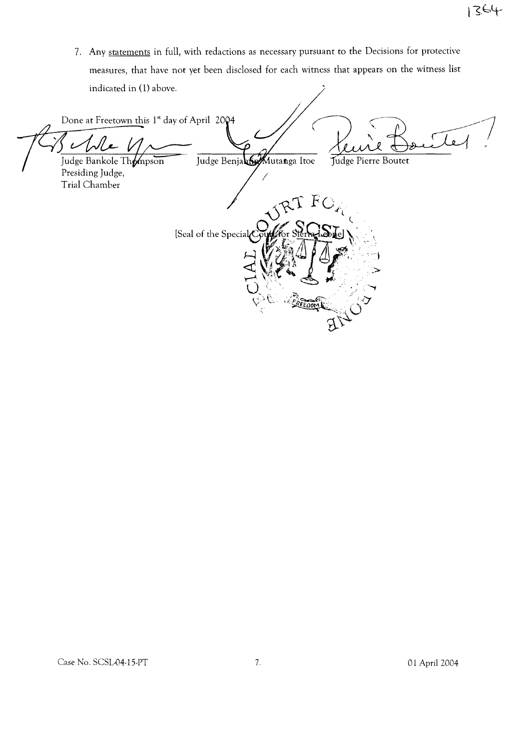7. Any statements in full, with redactions as necessary pursuant to the Decisions for protective measures, that have not yet been disclosed for each witness that appears on the witness list indicated in (1) above.

Done at Freetown this 1st day of April 2004

| | | |
|---|---|---|
| Judge Bankole Thompson<br>Presiding Judge,<br>Trial Chamber | Judge Benjamin Mutanga Itoe | Judge Pierre Boutet |

[Seal of the Special Court for Sierra Leone]